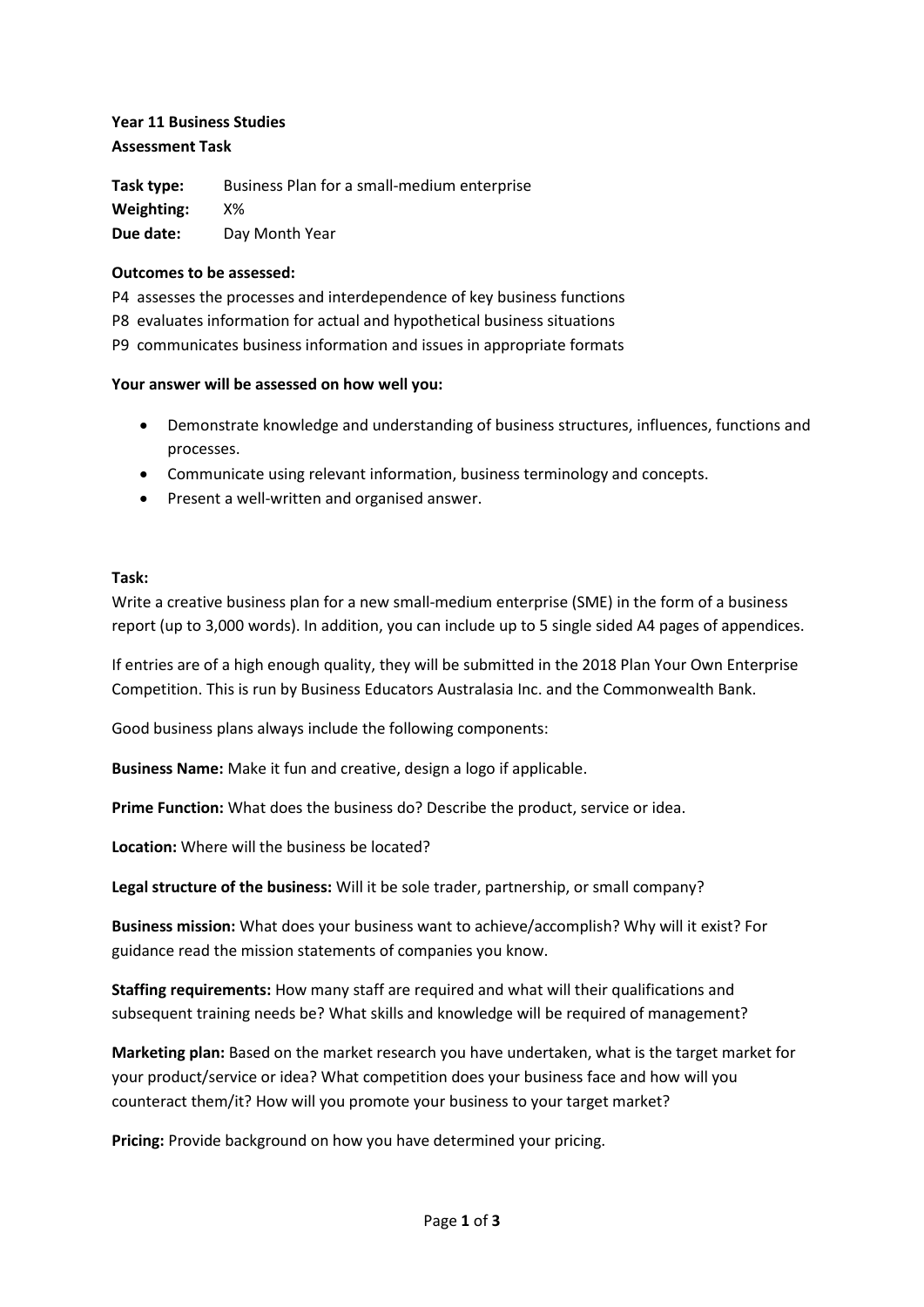**Year 11 Business Studies**
**Assessment Task**

**Task type:** Business Plan for a small-medium enterprise
**Weighting:** X%
**Due date:** Day Month Year

**Outcomes to be assessed:**

P4 assesses the processes and interdependence of key business functions
P8 evaluates information for actual and hypothetical business situations
P9 communicates business information and issues in appropriate formats

**Your answer will be assessed on how well you:**

- Demonstrate knowledge and understanding of business structures, influences, functions and processes.
- Communicate using relevant information, business terminology and concepts.
- Present a well-written and organised answer.

**Task:**

Write a creative business plan for a new small-medium enterprise (SME) in the form of a business report (up to 3,000 words). In addition, you can include up to 5 single sided A4 pages of appendices.

If entries are of a high enough quality, they will be submitted in the 2018 Plan Your Own Enterprise Competition. This is run by Business Educators Australasia Inc. and the Commonwealth Bank.

Good business plans always include the following components:

**Business Name:** Make it fun and creative, design a logo if applicable.

**Prime Function:** What does the business do? Describe the product, service or idea.

**Location:** Where will the business be located?

**Legal structure of the business:** Will it be sole trader, partnership, or small company?

**Business mission:** What does your business want to achieve/accomplish? Why will it exist? For guidance read the mission statements of companies you know.

**Staffing requirements:** How many staff are required and what will their qualifications and subsequent training needs be? What skills and knowledge will be required of management?

**Marketing plan:** Based on the market research you have undertaken, what is the target market for your product/service or idea? What competition does your business face and how will you counteract them/it? How will you promote your business to your target market?

**Pricing:** Provide background on how you have determined your pricing.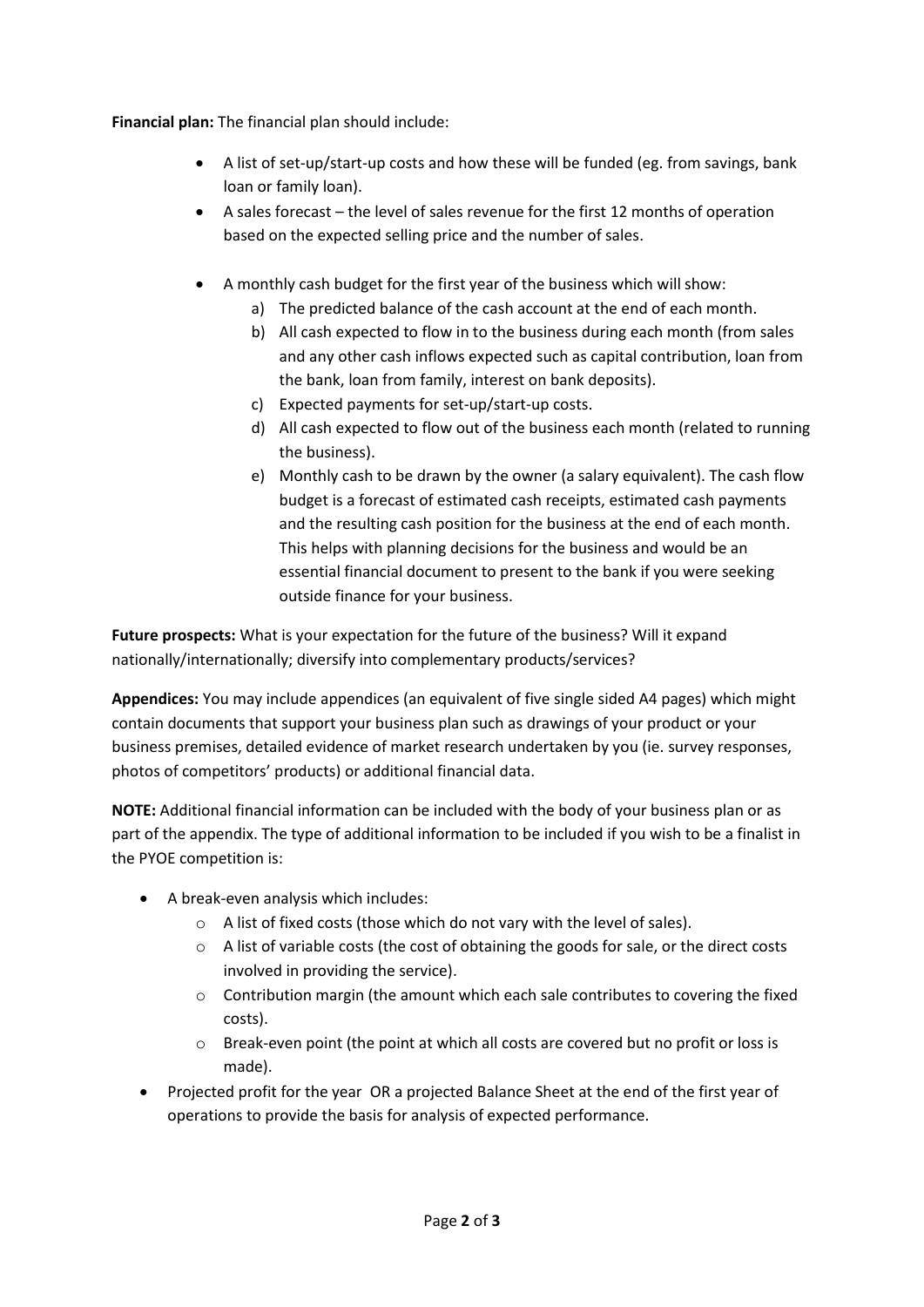**Financial plan:** The financial plan should include:

- A list of set-up/start-up costs and how these will be funded (eg. from savings, bank loan or family loan).
- A sales forecast – the level of sales revenue for the first 12 months of operation based on the expected selling price and the number of sales.
- A monthly cash budget for the first year of the business which will show:
    a) The predicted balance of the cash account at the end of each month.
    b) All cash expected to flow in to the business during each month (from sales and any other cash inflows expected such as capital contribution, loan from the bank, loan from family, interest on bank deposits).
    c) Expected payments for set-up/start-up costs.
    d) All cash expected to flow out of the business each month (related to running the business).
    e) Monthly cash to be drawn by the owner (a salary equivalent). The cash flow budget is a forecast of estimated cash receipts, estimated cash payments and the resulting cash position for the business at the end of each month. This helps with planning decisions for the business and would be an essential financial document to present to the bank if you were seeking outside finance for your business.

**Future prospects:** What is your expectation for the future of the business? Will it expand nationally/internationally; diversify into complementary products/services?

**Appendices:** You may include appendices (an equivalent of five single sided A4 pages) which might contain documents that support your business plan such as drawings of your product or your business premises, detailed evidence of market research undertaken by you (ie. survey responses, photos of competitors' products) or additional financial data.

**NOTE:** Additional financial information can be included with the body of your business plan or as part of the appendix. The type of additional information to be included if you wish to be a finalist in the PYOE competition is:

- A break-even analysis which includes:
    - A list of fixed costs (those which do not vary with the level of sales).
    - A list of variable costs (the cost of obtaining the goods for sale, or the direct costs involved in providing the service).
    - Contribution margin (the amount which each sale contributes to covering the fixed costs).
    - Break-even point (the point at which all costs are covered but no profit or loss is made).
- Projected profit for the year OR a projected Balance Sheet at the end of the first year of operations to provide the basis for analysis of expected performance.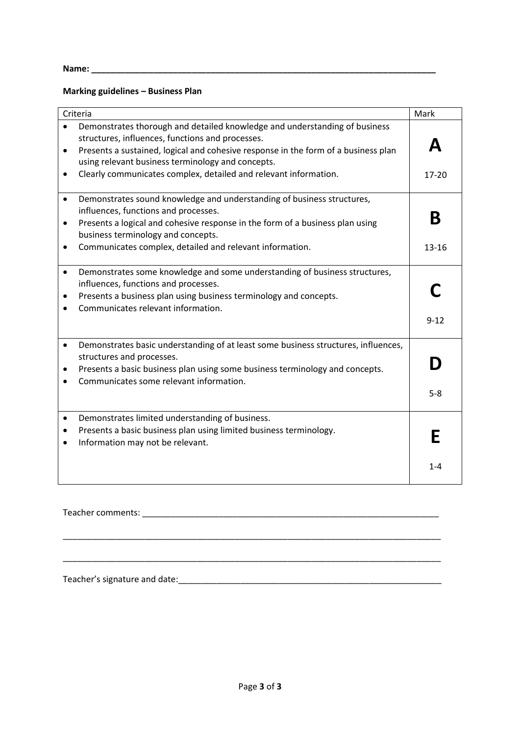**Name: ___________________________________________________________________________**

**Marking guidelines – Business Plan**

| Criteria | Mark |
| --- | --- |
| • Demonstrates thorough and detailed knowledge and understanding of business structures, influences, functions and processes.<br>• Presents a sustained, logical and cohesive response in the form of a business plan using relevant business terminology and concepts.<br>• Clearly communicates complex, detailed and relevant information. | **A**<br>17-20 |
| • Demonstrates sound knowledge and understanding of business structures, influences, functions and processes.<br>• Presents a logical and cohesive response in the form of a business plan using business terminology and concepts.<br>• Communicates complex, detailed and relevant information. | **B**<br>13-16 |
| • Demonstrates some knowledge and some understanding of business structures, influences, functions and processes.<br>• Presents a business plan using business terminology and concepts.<br>• Communicates relevant information. | **C**<br>9-12 |
| • Demonstrates basic understanding of at least some business structures, influences, structures and processes.<br>• Presents a basic business plan using some business terminology and concepts.<br>• Communicates some relevant information. | **D**<br>5-8 |
| • Demonstrates limited understanding of business.<br>• Presents a basic business plan using limited business terminology.<br>• Information may not be relevant. | **E**<br>1-4 |

Teacher comments: _________________________________________________________________

___________________________________________________________________________________

___________________________________________________________________________________

Teacher's signature and date:_________________________________________________________